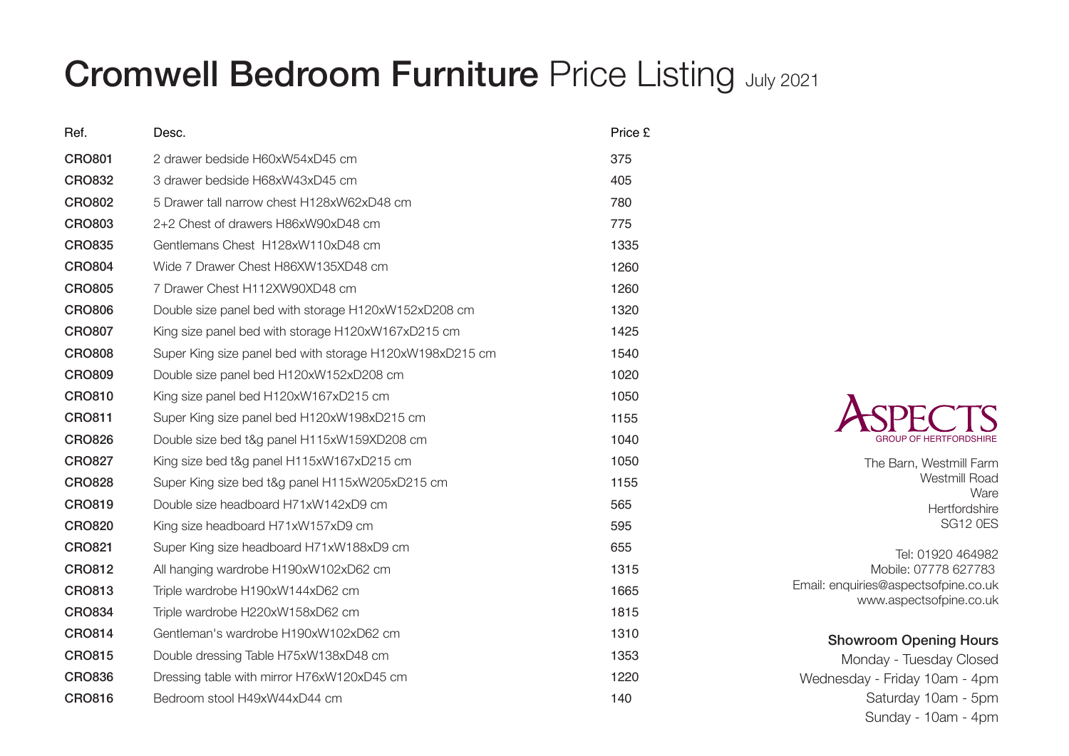# **Cromwell Bedroom Furniture** Price Listing July 2021

| Ref. | Desc. | Price £ |
|---|---|---|
| **CRO801** | 2 drawer bedside H60xW54xD45 cm | 375 |
| **CRO832** | 3 drawer bedside H68xW43xD45 cm | 405 |
| **CRO802** | 5 Drawer tall narrow chest H128xW62xD48 cm | 780 |
| **CRO803** | 2+2 Chest of drawers H86xW90xD48 cm | 775 |
| **CRO835** | Gentlemans Chest H128xW110xD48 cm | 1335 |
| **CRO804** | Wide 7 Drawer Chest H86XW135XD48 cm | 1260 |
| **CRO805** | 7 Drawer Chest H112XW90XD48 cm | 1260 |
| **CRO806** | Double size panel bed with storage H120xW152xD208 cm | 1320 |
| **CRO807** | King size panel bed with storage H120xW167xD215 cm | 1425 |
| **CRO808** | Super King size panel bed with storage H120xW198xD215 cm | 1540 |
| **CRO809** | Double size panel bed H120xW152xD208 cm | 1020 |
| **CRO810** | King size panel bed H120xW167xD215 cm | 1050 |
| **CRO811** | Super King size panel bed H120xW198xD215 cm | 1155 |
| **CRO826** | Double size bed t&g panel H115xW159XD208 cm | 1040 |
| **CRO827** | King size bed t&g panel H115xW167xD215 cm | 1050 |
| **CRO828** | Super King size bed t&g panel H115xW205xD215 cm | 1155 |
| **CRO819** | Double size headboard H71xW142xD9 cm | 565 |
| **CRO820** | King size headboard H71xW157xD9 cm | 595 |
| **CRO821** | Super King size headboard H71xW188xD9 cm | 655 |
| **CRO812** | All hanging wardrobe H190xW102xD62 cm | 1315 |
| **CRO813** | Triple wardrobe H190xW144xD62 cm | 1665 |
| **CRO834** | Triple wardrobe H220xW158xD62 cm | 1815 |
| **CRO814** | Gentleman's wardrobe H190xW102xD62 cm | 1310 |
| **CRO815** | Double dressing Table H75xW138xD48 cm | 1353 |
| **CRO836** | Dressing table with mirror H76xW120xD45 cm | 1220 |
| **CRO816** | Bedroom stool H49xW44xD44 cm | 140 |

ASPECTS
GROUP OF HERTFORDSHIRE

The Barn, Westmill Farm
Westmill Road
Ware
Hertfordshire
SG12 0ES

Tel: 01920 464982
Mobile: 07778 627783
Email: enquiries@aspectsofpine.co.uk
www.aspectsofpine.co.uk

**Showroom Opening Hours**

Monday - Tuesday Closed
Wednesday - Friday 10am - 4pm
Saturday 10am - 5pm
Sunday - 10am - 4pm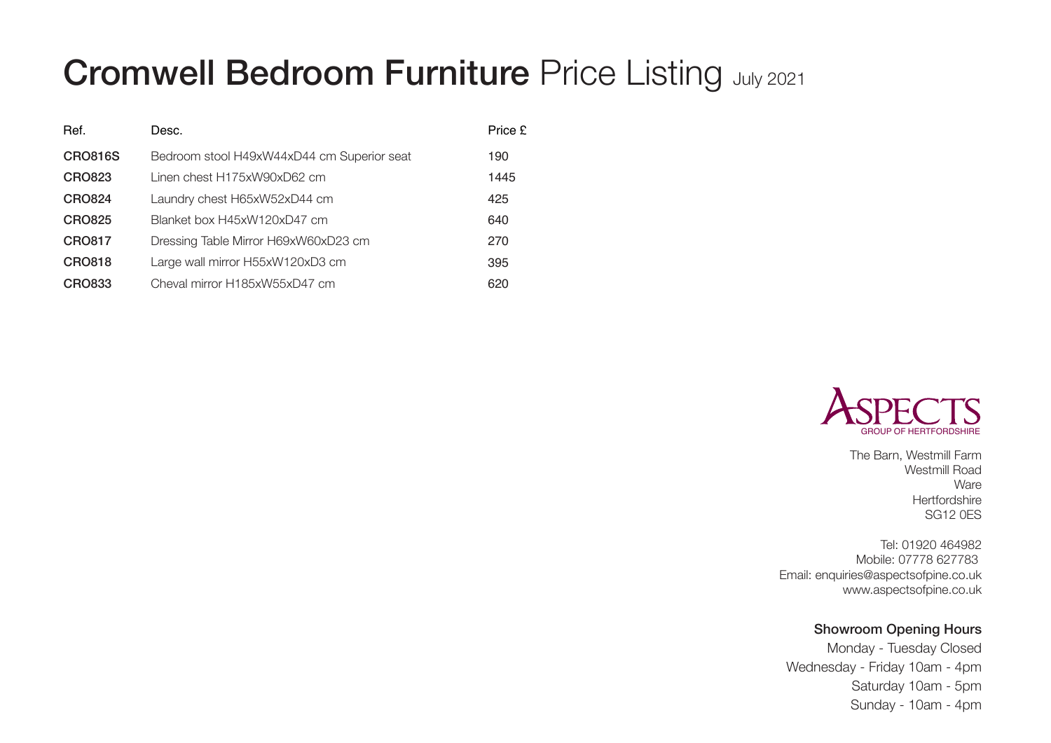# **Cromwell Bedroom Furniture** Price Listing July 2021

| Ref. | Desc. | Price £ |
|---|---|---|
| **CRO816S** | Bedroom stool H49xW44xD44 cm Superior seat | 190 |
| **CRO823** | Linen chest H175xW90xD62 cm | 1445 |
| **CRO824** | Laundry chest H65xW52xD44 cm | 425 |
| **CRO825** | Blanket box H45xW120xD47 cm | 640 |
| **CRO817** | Dressing Table Mirror H69xW60xD23 cm | 270 |
| **CRO818** | Large wall mirror H55xW120xD3 cm | 395 |
| **CRO833** | Cheval mirror H185xW55xD47 cm | 620 |

ASPECTS
GROUP OF HERTFORDSHIRE

The Barn, Westmill Farm
Westmill Road
Ware
Hertfordshire
SG12 0ES

Tel: 01920 464982
Mobile: 07778 627783
Email: enquiries@aspectsofpine.co.uk
www.aspectsofpine.co.uk

**Showroom Opening Hours**

Monday - Tuesday Closed
Wednesday - Friday 10am - 4pm
Saturday 10am - 5pm
Sunday - 10am - 4pm